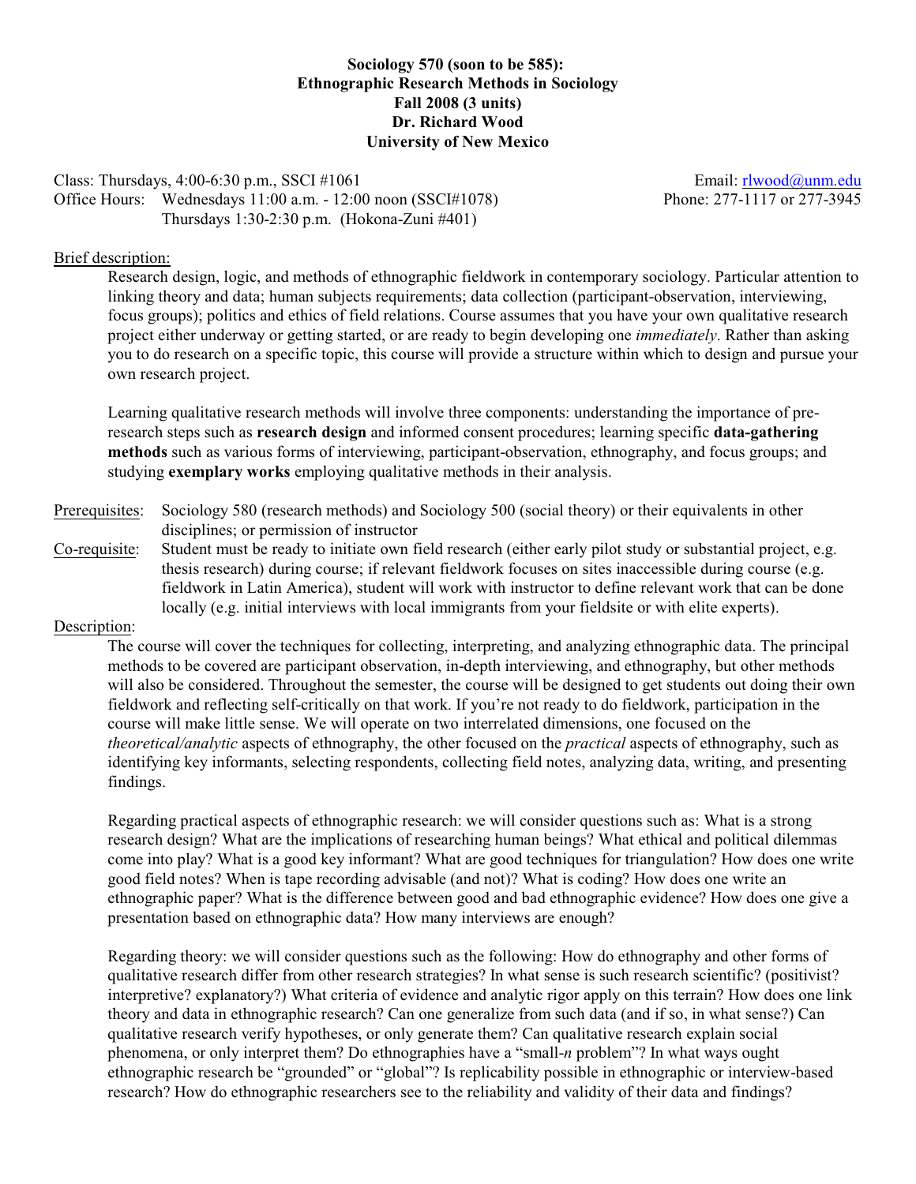**Sociology 570 (soon to be 585):**
**Ethnographic Research Methods in Sociology**
**Fall 2008 (3 units)**
**Dr. Richard Wood**
**University of New Mexico**

Class: Thursdays, 4:00-6:30 p.m., SSCI #1061 — Email: rlwood@unm.edu
Office Hours: Wednesdays 11:00 a.m. - 12:00 noon (SSCI#1078) — Phone: 277-1117 or 277-3945
Thursdays 1:30-2:30 p.m. (Hokona-Zuni #401)

Brief description:

Research design, logic, and methods of ethnographic fieldwork in contemporary sociology. Particular attention to linking theory and data; human subjects requirements; data collection (participant-observation, interviewing, focus groups); politics and ethics of field relations. Course assumes that you have your own qualitative research project either underway or getting started, or are ready to begin developing one *immediately*. Rather than asking you to do research on a specific topic, this course will provide a structure within which to design and pursue your own research project.

Learning qualitative research methods will involve three components: understanding the importance of pre-research steps such as **research design** and informed consent procedures; learning specific **data-gathering methods** such as various forms of interviewing, participant-observation, ethnography, and focus groups; and studying **exemplary works** employing qualitative methods in their analysis.

Prerequisites: Sociology 580 (research methods) and Sociology 500 (social theory) or their equivalents in other disciplines; or permission of instructor

Co-requisite: Student must be ready to initiate own field research (either early pilot study or substantial project, e.g. thesis research) during course; if relevant fieldwork focuses on sites inaccessible during course (e.g. fieldwork in Latin America), student will work with instructor to define relevant work that can be done locally (e.g. initial interviews with local immigrants from your fieldsite or with elite experts).

Description:

The course will cover the techniques for collecting, interpreting, and analyzing ethnographic data. The principal methods to be covered are participant observation, in-depth interviewing, and ethnography, but other methods will also be considered. Throughout the semester, the course will be designed to get students out doing their own fieldwork and reflecting self-critically on that work. If you're not ready to do fieldwork, participation in the course will make little sense. We will operate on two interrelated dimensions, one focused on the *theoretical/analytic* aspects of ethnography, the other focused on the *practical* aspects of ethnography, such as identifying key informants, selecting respondents, collecting field notes, analyzing data, writing, and presenting findings.

Regarding practical aspects of ethnographic research: we will consider questions such as: What is a strong research design? What are the implications of researching human beings? What ethical and political dilemmas come into play? What is a good key informant? What are good techniques for triangulation? How does one write good field notes? When is tape recording advisable (and not)? What is coding? How does one write an ethnographic paper? What is the difference between good and bad ethnographic evidence? How does one give a presentation based on ethnographic data? How many interviews are enough?

Regarding theory: we will consider questions such as the following: How do ethnography and other forms of qualitative research differ from other research strategies? In what sense is such research scientific? (positivist? interpretive? explanatory?) What criteria of evidence and analytic rigor apply on this terrain? How does one link theory and data in ethnographic research? Can one generalize from such data (and if so, in what sense?) Can qualitative research verify hypotheses, or only generate them? Can qualitative research explain social phenomena, or only interpret them? Do ethnographies have a "small-*n* problem"? In what ways ought ethnographic research be "grounded" or "global"? Is replicability possible in ethnographic or interview-based research? How do ethnographic researchers see to the reliability and validity of their data and findings?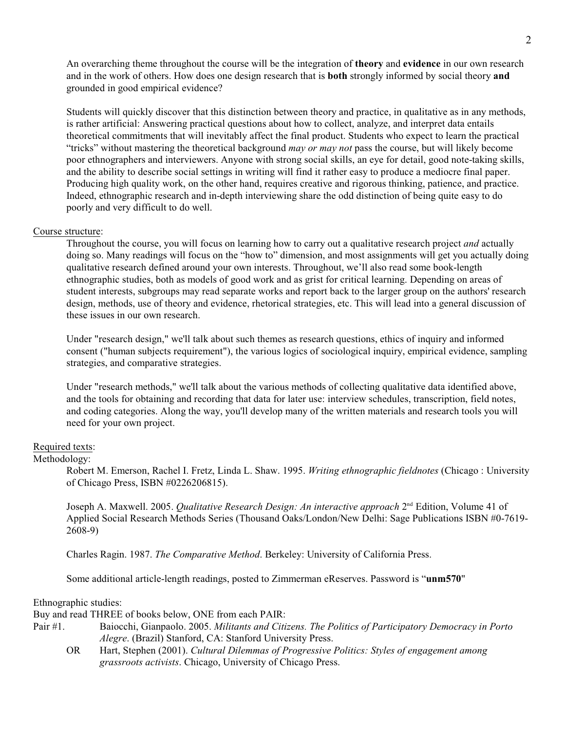An overarching theme throughout the course will be the integration of **theory** and **evidence** in our own research and in the work of others. How does one design research that is **both** strongly informed by social theory **and** grounded in good empirical evidence?

Students will quickly discover that this distinction between theory and practice, in qualitative as in any methods, is rather artificial: Answering practical questions about how to collect, analyze, and interpret data entails theoretical commitments that will inevitably affect the final product. Students who expect to learn the practical "tricks" without mastering the theoretical background *may or may not* pass the course, but will likely become poor ethnographers and interviewers. Anyone with strong social skills, an eye for detail, good note-taking skills, and the ability to describe social settings in writing will find it rather easy to produce a mediocre final paper. Producing high quality work, on the other hand, requires creative and rigorous thinking, patience, and practice. Indeed, ethnographic research and in-depth interviewing share the odd distinction of being quite easy to do poorly and very difficult to do well.

Course structure:

Throughout the course, you will focus on learning how to carry out a qualitative research project *and* actually doing so. Many readings will focus on the "how to" dimension, and most assignments will get you actually doing qualitative research defined around your own interests. Throughout, we'll also read some book-length ethnographic studies, both as models of good work and as grist for critical learning. Depending on areas of student interests, subgroups may read separate works and report back to the larger group on the authors' research design, methods, use of theory and evidence, rhetorical strategies, etc. This will lead into a general discussion of these issues in our own research.

Under "research design," we'll talk about such themes as research questions, ethics of inquiry and informed consent ("human subjects requirement"), the various logics of sociological inquiry, empirical evidence, sampling strategies, and comparative strategies.

Under "research methods," we'll talk about the various methods of collecting qualitative data identified above, and the tools for obtaining and recording that data for later use: interview schedules, transcription, field notes, and coding categories. Along the way, you'll develop many of the written materials and research tools you will need for your own project.

Required texts:

Methodology:

Robert M. Emerson, Rachel I. Fretz, Linda L. Shaw. 1995. *Writing ethnographic fieldnotes* (Chicago : University of Chicago Press, ISBN #0226206815).

Joseph A. Maxwell. 2005. *Qualitative Research Design: An interactive approach* 2nd Edition, Volume 41 of Applied Social Research Methods Series (Thousand Oaks/London/New Delhi: Sage Publications ISBN #0-7619-2608-9)

Charles Ragin. 1987. *The Comparative Method*. Berkeley: University of California Press.

Some additional article-length readings, posted to Zimmerman eReserves. Password is "**unm570**"

Ethnographic studies:

Buy and read THREE of books below, ONE from each PAIR:

Pair #1. Baiocchi, Gianpaolo. 2005. *Militants and Citizens. The Politics of Participatory Democracy in Porto Alegre*. (Brazil) Stanford, CA: Stanford University Press.

OR Hart, Stephen (2001). *Cultural Dilemmas of Progressive Politics: Styles of engagement among grassroots activists*. Chicago, University of Chicago Press.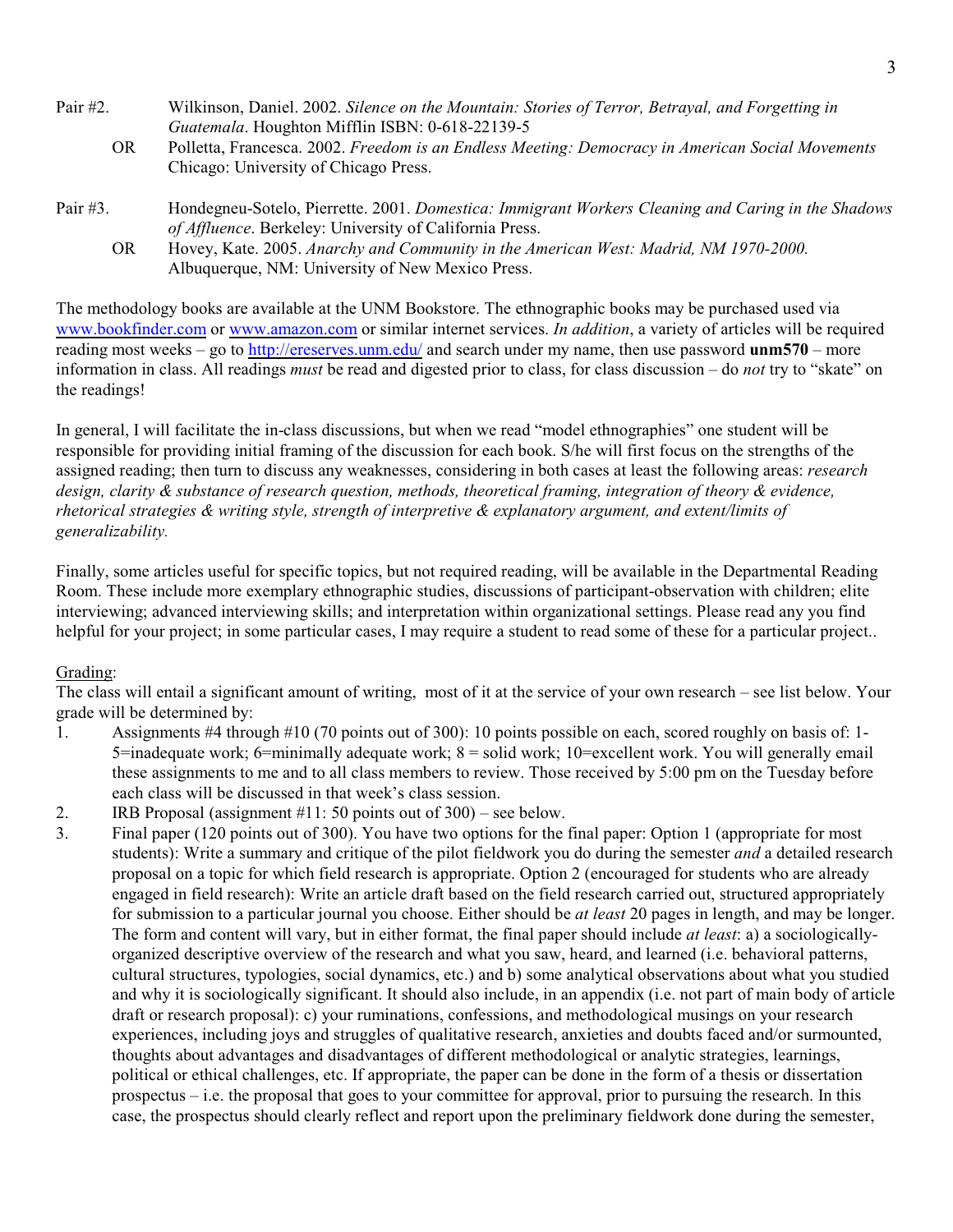Pair #2. Wilkinson, Daniel. 2002. *Silence on the Mountain: Stories of Terror, Betrayal, and Forgetting in Guatemala*. Houghton Mifflin ISBN: 0-618-22139-5

OR Polletta, Francesca. 2002. *Freedom is an Endless Meeting: Democracy in American Social Movements* Chicago: University of Chicago Press.

Pair #3. Hondegneu-Sotelo, Pierrette. 2001. *Domestica: Immigrant Workers Cleaning and Caring in the Shadows of Affluence*. Berkeley: University of California Press.

OR Hovey, Kate. 2005. *Anarchy and Community in the American West: Madrid, NM 1970-2000.* Albuquerque, NM: University of New Mexico Press.

The methodology books are available at the UNM Bookstore. The ethnographic books may be purchased used via www.bookfinder.com or www.amazon.com or similar internet services. *In addition*, a variety of articles will be required reading most weeks – go to http://ereserves.unm.edu/ and search under my name, then use password **unm570** – more information in class. All readings *must* be read and digested prior to class, for class discussion – do *not* try to "skate" on the readings!

In general, I will facilitate the in-class discussions, but when we read "model ethnographies" one student will be responsible for providing initial framing of the discussion for each book. S/he will first focus on the strengths of the assigned reading; then turn to discuss any weaknesses, considering in both cases at least the following areas: *research design, clarity & substance of research question, methods, theoretical framing, integration of theory & evidence, rhetorical strategies & writing style, strength of interpretive & explanatory argument, and extent/limits of generalizability.*

Finally, some articles useful for specific topics, but not required reading, will be available in the Departmental Reading Room. These include more exemplary ethnographic studies, discussions of participant-observation with children; elite interviewing; advanced interviewing skills; and interpretation within organizational settings. Please read any you find helpful for your project; in some particular cases, I may require a student to read some of these for a particular project..

Grading:

The class will entail a significant amount of writing, most of it at the service of your own research – see list below. Your grade will be determined by:

1. Assignments #4 through #10 (70 points out of 300): 10 points possible on each, scored roughly on basis of: 1-5=inadequate work; 6=minimally adequate work; 8 = solid work; 10=excellent work. You will generally email these assignments to me and to all class members to review. Those received by 5:00 pm on the Tuesday before each class will be discussed in that week's class session.
2. IRB Proposal (assignment #11: 50 points out of 300) – see below.
3. Final paper (120 points out of 300). You have two options for the final paper: Option 1 (appropriate for most students): Write a summary and critique of the pilot fieldwork you do during the semester *and* a detailed research proposal on a topic for which field research is appropriate. Option 2 (encouraged for students who are already engaged in field research): Write an article draft based on the field research carried out, structured appropriately for submission to a particular journal you choose. Either should be *at least* 20 pages in length, and may be longer. The form and content will vary, but in either format, the final paper should include *at least*: a) a sociologically-organized descriptive overview of the research and what you saw, heard, and learned (i.e. behavioral patterns, cultural structures, typologies, social dynamics, etc.) and b) some analytical observations about what you studied and why it is sociologically significant. It should also include, in an appendix (i.e. not part of main body of article draft or research proposal): c) your ruminations, confessions, and methodological musings on your research experiences, including joys and struggles of qualitative research, anxieties and doubts faced and/or surmounted, thoughts about advantages and disadvantages of different methodological or analytic strategies, learnings, political or ethical challenges, etc. If appropriate, the paper can be done in the form of a thesis or dissertation prospectus – i.e. the proposal that goes to your committee for approval, prior to pursuing the research. In this case, the prospectus should clearly reflect and report upon the preliminary fieldwork done during the semester,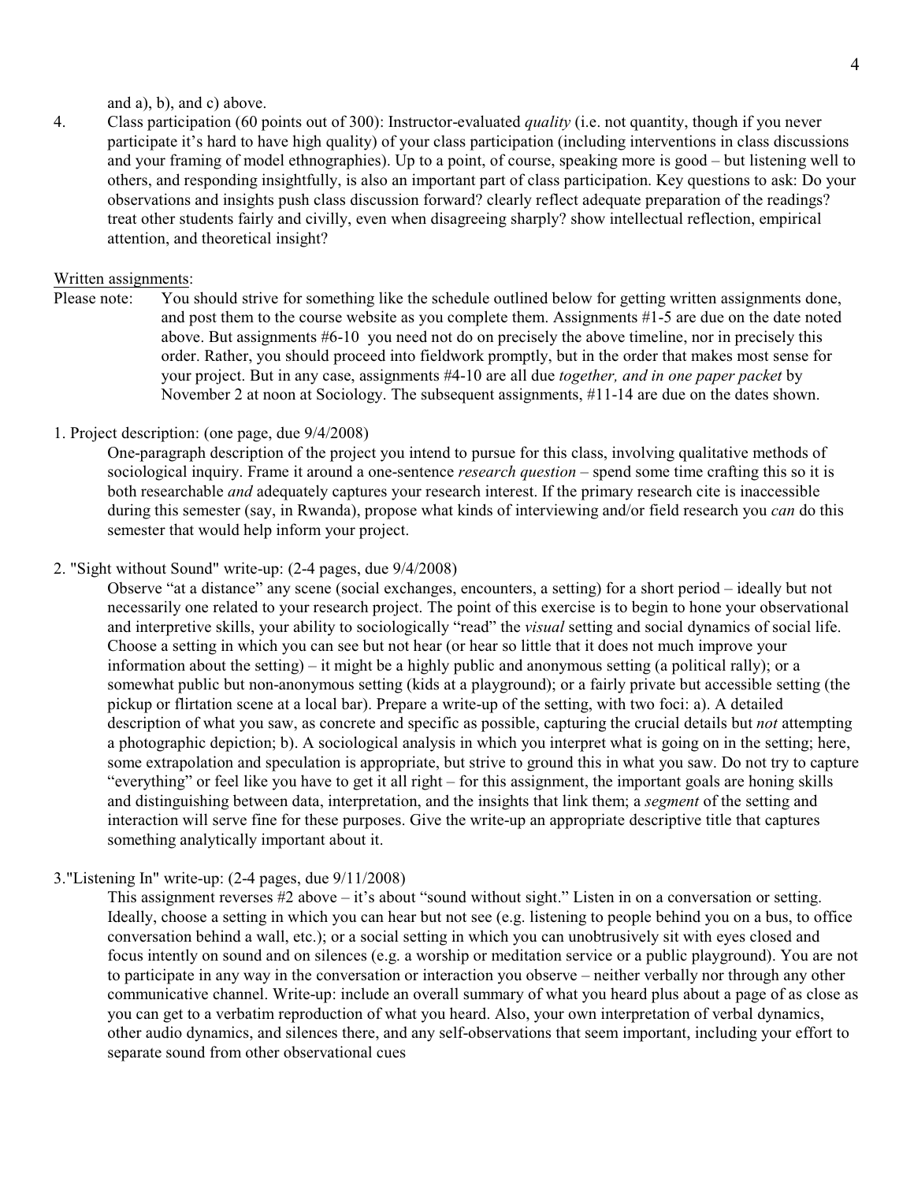and a), b), and c) above.

4. Class participation (60 points out of 300): Instructor-evaluated *quality* (i.e. not quantity, though if you never participate it's hard to have high quality) of your class participation (including interventions in class discussions and your framing of model ethnographies). Up to a point, of course, speaking more is good – but listening well to others, and responding insightfully, is also an important part of class participation. Key questions to ask: Do your observations and insights push class discussion forward? clearly reflect adequate preparation of the readings? treat other students fairly and civilly, even when disagreeing sharply? show intellectual reflection, empirical attention, and theoretical insight?

<u>Written assignments</u>:

Please note: You should strive for something like the schedule outlined below for getting written assignments done, and post them to the course website as you complete them. Assignments #1-5 are due on the date noted above. But assignments #6-10 you need not do on precisely the above timeline, nor in precisely this order. Rather, you should proceed into fieldwork promptly, but in the order that makes most sense for your project. But in any case, assignments #4-10 are all due *together, and in one paper packet* by November 2 at noon at Sociology. The subsequent assignments, #11-14 are due on the dates shown.

1. Project description: (one page, due 9/4/2008)

   One-paragraph description of the project you intend to pursue for this class, involving qualitative methods of sociological inquiry. Frame it around a one-sentence *research question* – spend some time crafting this so it is both researchable *and* adequately captures your research interest. If the primary research cite is inaccessible during this semester (say, in Rwanda), propose what kinds of interviewing and/or field research you *can* do this semester that would help inform your project.

2. "Sight without Sound" write-up: (2-4 pages, due 9/4/2008)

   Observe "at a distance" any scene (social exchanges, encounters, a setting) for a short period – ideally but not necessarily one related to your research project. The point of this exercise is to begin to hone your observational and interpretive skills, your ability to sociologically "read" the *visual* setting and social dynamics of social life. Choose a setting in which you can see but not hear (or hear so little that it does not much improve your information about the setting) – it might be a highly public and anonymous setting (a political rally); or a somewhat public but non-anonymous setting (kids at a playground); or a fairly private but accessible setting (the pickup or flirtation scene at a local bar). Prepare a write-up of the setting, with two foci: a). A detailed description of what you saw, as concrete and specific as possible, capturing the crucial details but *not* attempting a photographic depiction; b). A sociological analysis in which you interpret what is going on in the setting; here, some extrapolation and speculation is appropriate, but strive to ground this in what you saw. Do not try to capture "everything" or feel like you have to get it all right – for this assignment, the important goals are honing skills and distinguishing between data, interpretation, and the insights that link them; a *segment* of the setting and interaction will serve fine for these purposes. Give the write-up an appropriate descriptive title that captures something analytically important about it.

3. "Listening In" write-up: (2-4 pages, due 9/11/2008)

   This assignment reverses #2 above – it's about "sound without sight." Listen in on a conversation or setting. Ideally, choose a setting in which you can hear but not see (e.g. listening to people behind you on a bus, to office conversation behind a wall, etc.); or a social setting in which you can unobtrusively sit with eyes closed and focus intently on sound and on silences (e.g. a worship or meditation service or a public playground). You are not to participate in any way in the conversation or interaction you observe – neither verbally nor through any other communicative channel. Write-up: include an overall summary of what you heard plus about a page of as close as you can get to a verbatim reproduction of what you heard. Also, your own interpretation of verbal dynamics, other audio dynamics, and silences there, and any self-observations that seem important, including your effort to separate sound from other observational cues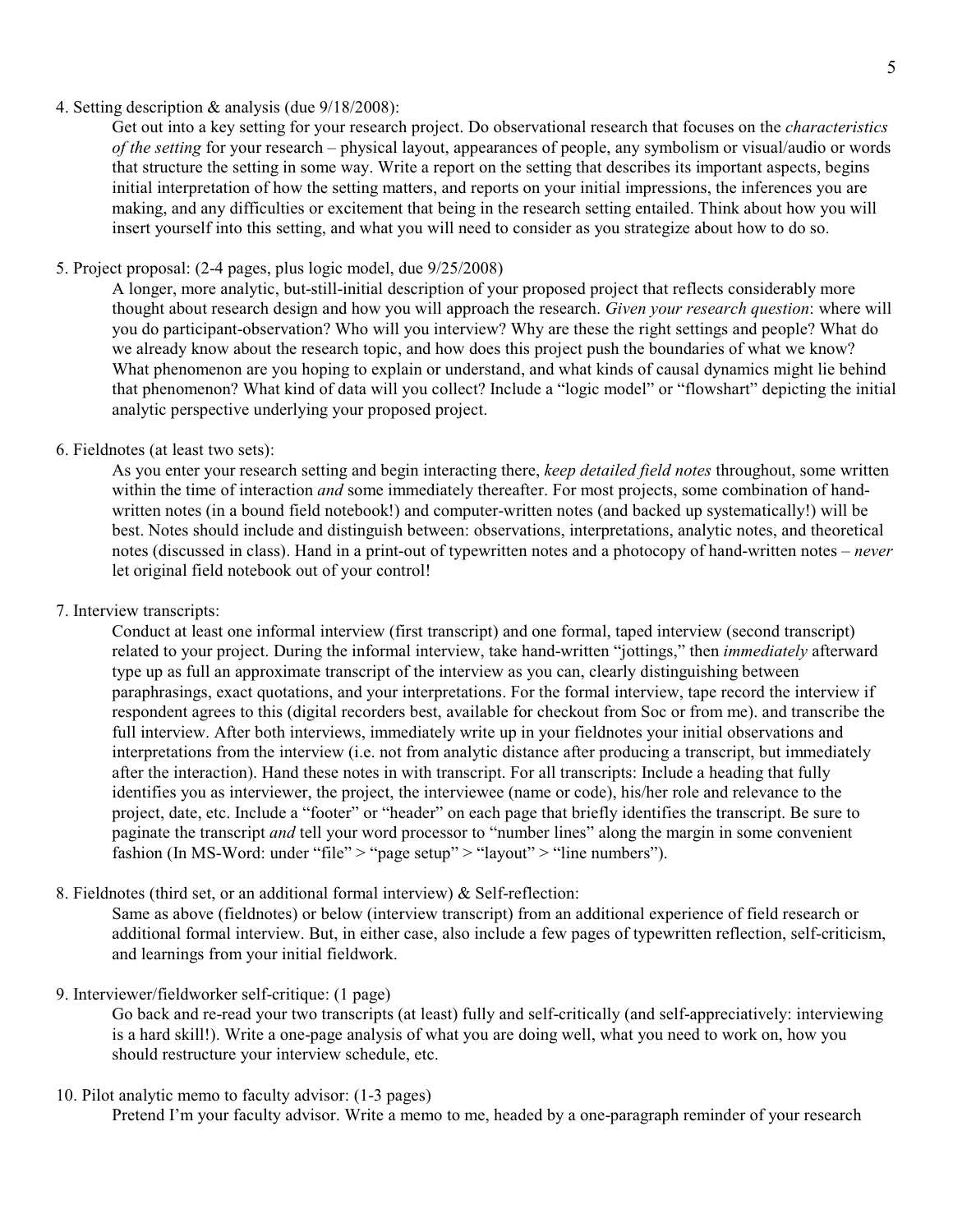4. Setting description & analysis (due 9/18/2008):

    Get out into a key setting for your research project. Do observational research that focuses on the *characteristics of the setting* for your research – physical layout, appearances of people, any symbolism or visual/audio or words that structure the setting in some way. Write a report on the setting that describes its important aspects, begins initial interpretation of how the setting matters, and reports on your initial impressions, the inferences you are making, and any difficulties or excitement that being in the research setting entailed. Think about how you will insert yourself into this setting, and what you will need to consider as you strategize about how to do so.

5. Project proposal: (2-4 pages, plus logic model, due 9/25/2008)

    A longer, more analytic, but-still-initial description of your proposed project that reflects considerably more thought about research design and how you will approach the research. *Given your research question*: where will you do participant-observation? Who will you interview? Why are these the right settings and people? What do we already know about the research topic, and how does this project push the boundaries of what we know? What phenomenon are you hoping to explain or understand, and what kinds of causal dynamics might lie behind that phenomenon? What kind of data will you collect? Include a "logic model" or "flowshart" depicting the initial analytic perspective underlying your proposed project.

6. Fieldnotes (at least two sets):

    As you enter your research setting and begin interacting there, *keep detailed field notes* throughout, some written within the time of interaction *and* some immediately thereafter. For most projects, some combination of hand-written notes (in a bound field notebook!) and computer-written notes (and backed up systematically!) will be best. Notes should include and distinguish between: observations, interpretations, analytic notes, and theoretical notes (discussed in class). Hand in a print-out of typewritten notes and a photocopy of hand-written notes – *never* let original field notebook out of your control!

7. Interview transcripts:

    Conduct at least one informal interview (first transcript) and one formal, taped interview (second transcript) related to your project. During the informal interview, take hand-written "jottings," then *immediately* afterward type up as full an approximate transcript of the interview as you can, clearly distinguishing between paraphrasings, exact quotations, and your interpretations. For the formal interview, tape record the interview if respondent agrees to this (digital recorders best, available for checkout from Soc or from me). and transcribe the full interview. After both interviews, immediately write up in your fieldnotes your initial observations and interpretations from the interview (i.e. not from analytic distance after producing a transcript, but immediately after the interaction). Hand these notes in with transcript. For all transcripts: Include a heading that fully identifies you as interviewer, the project, the interviewee (name or code), his/her role and relevance to the project, date, etc. Include a "footer" or "header" on each page that briefly identifies the transcript. Be sure to paginate the transcript *and* tell your word processor to "number lines" along the margin in some convenient fashion (In MS-Word: under "file" > "page setup" > "layout" > "line numbers").

8. Fieldnotes (third set, or an additional formal interview) & Self-reflection:

    Same as above (fieldnotes) or below (interview transcript) from an additional experience of field research or additional formal interview. But, in either case, also include a few pages of typewritten reflection, self-criticism, and learnings from your initial fieldwork.

9. Interviewer/fieldworker self-critique: (1 page)

    Go back and re-read your two transcripts (at least) fully and self-critically (and self-appreciatively: interviewing is a hard skill!). Write a one-page analysis of what you are doing well, what you need to work on, how you should restructure your interview schedule, etc.

10. Pilot analytic memo to faculty advisor: (1-3 pages)

    Pretend I'm your faculty advisor. Write a memo to me, headed by a one-paragraph reminder of your research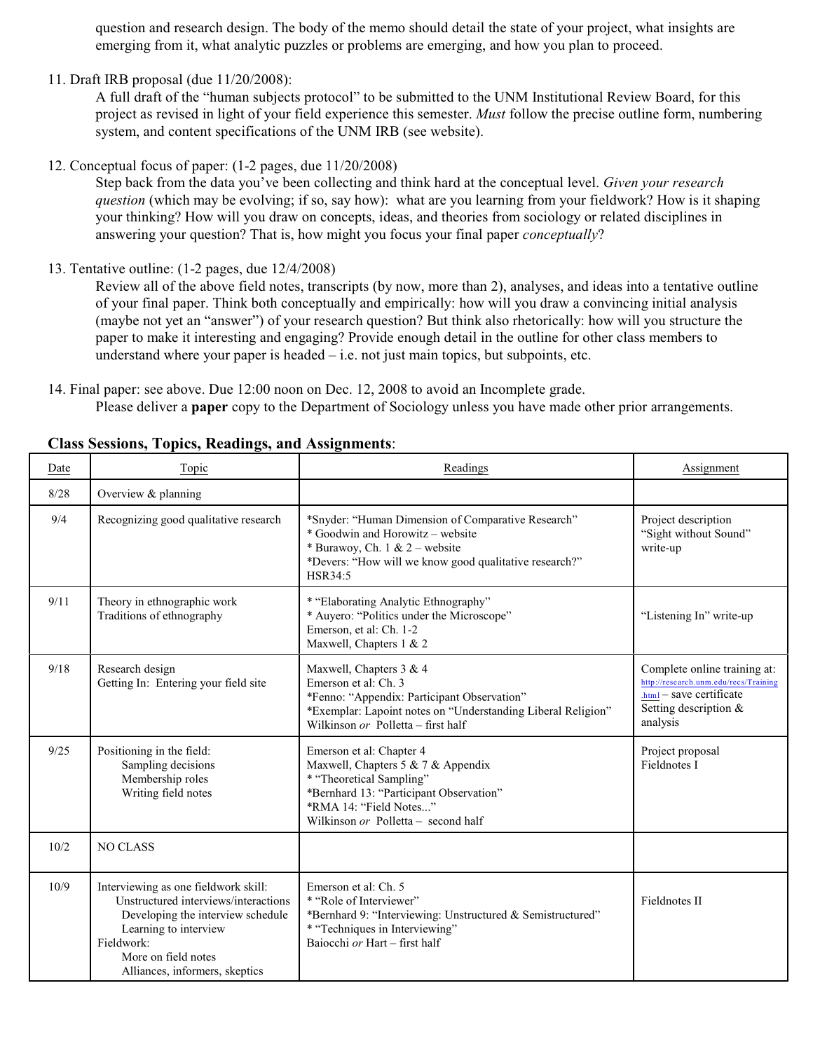question and research design. The body of the memo should detail the state of your project, what insights are emerging from it, what analytic puzzles or problems are emerging, and how you plan to proceed.

11. Draft IRB proposal (due 11/20/2008):
    A full draft of the "human subjects protocol" to be submitted to the UNM Institutional Review Board, for this project as revised in light of your field experience this semester. *Must* follow the precise outline form, numbering system, and content specifications of the UNM IRB (see website).

12. Conceptual focus of paper: (1-2 pages, due 11/20/2008)
    Step back from the data you've been collecting and think hard at the conceptual level. *Given your research question* (which may be evolving; if so, say how): what are you learning from your fieldwork? How is it shaping your thinking? How will you draw on concepts, ideas, and theories from sociology or related disciplines in answering your question? That is, how might you focus your final paper *conceptually*?

13. Tentative outline: (1-2 pages, due 12/4/2008)
    Review all of the above field notes, transcripts (by now, more than 2), analyses, and ideas into a tentative outline of your final paper. Think both conceptually and empirically: how will you draw a convincing initial analysis (maybe not yet an "answer") of your research question? But think also rhetorically: how will you structure the paper to make it interesting and engaging? Provide enough detail in the outline for other class members to understand where your paper is headed – i.e. not just main topics, but subpoints, etc.

14. Final paper: see above. Due 12:00 noon on Dec. 12, 2008 to avoid an Incomplete grade.
    Please deliver a **paper** copy to the Department of Sociology unless you have made other prior arrangements.

**Class Sessions, Topics, Readings, and Assignments**:

| Date | Topic | Readings | Assignment |
|---|---|---|---|
| 8/28 | Overview & planning | | |
| 9/4 | Recognizing good qualitative research | *Snyder: "Human Dimension of Comparative Research"<br>* Goodwin and Horowitz – website<br>* Burawoy, Ch. 1 & 2 – website<br>*Devers: "How will we know good qualitative research?" HSR34:5 | Project description<br>"Sight without Sound" write-up |
| 9/11 | Theory in ethnographic work<br>Traditions of ethnography | * "Elaborating Analytic Ethnography"<br>* Auyero: "Politics under the Microscope"<br>Emerson, et al: Ch. 1-2<br>Maxwell, Chapters 1 & 2 | "Listening In" write-up |
| 9/18 | Research design<br>Getting In: Entering your field site | Maxwell, Chapters 3 & 4<br>Emerson et al: Ch. 3<br>*Fenno: "Appendix: Participant Observation"<br>*Exemplar: Lapoint notes on "Understanding Liberal Religion"<br>Wilkinson *or* Polletta – first half | Complete online training at: http://research.unm.edu/recs/Training.html – save certificate<br>Setting description & analysis |
| 9/25 | Positioning in the field:<br>Sampling decisions<br>Membership roles<br>Writing field notes | Emerson et al: Chapter 4<br>Maxwell, Chapters 5 & 7 & Appendix<br>* "Theoretical Sampling"<br>*Bernhard 13: "Participant Observation"<br>*RMA 14: "Field Notes..."<br>Wilkinson *or* Polletta – second half | Project proposal<br>Fieldnotes I |
| 10/2 | NO CLASS | | |
| 10/9 | Interviewing as one fieldwork skill:<br>Unstructured interviews/interactions<br>Developing the interview schedule<br>Learning to interview<br>Fieldwork:<br>More on field notes<br>Alliances, informers, skeptics | Emerson et al: Ch. 5<br>* "Role of Interviewer"<br>*Bernhard 9: "Interviewing: Unstructured & Semistructured"<br>* "Techniques in Interviewing"<br>Baiocchi *or* Hart – first half | Fieldnotes II |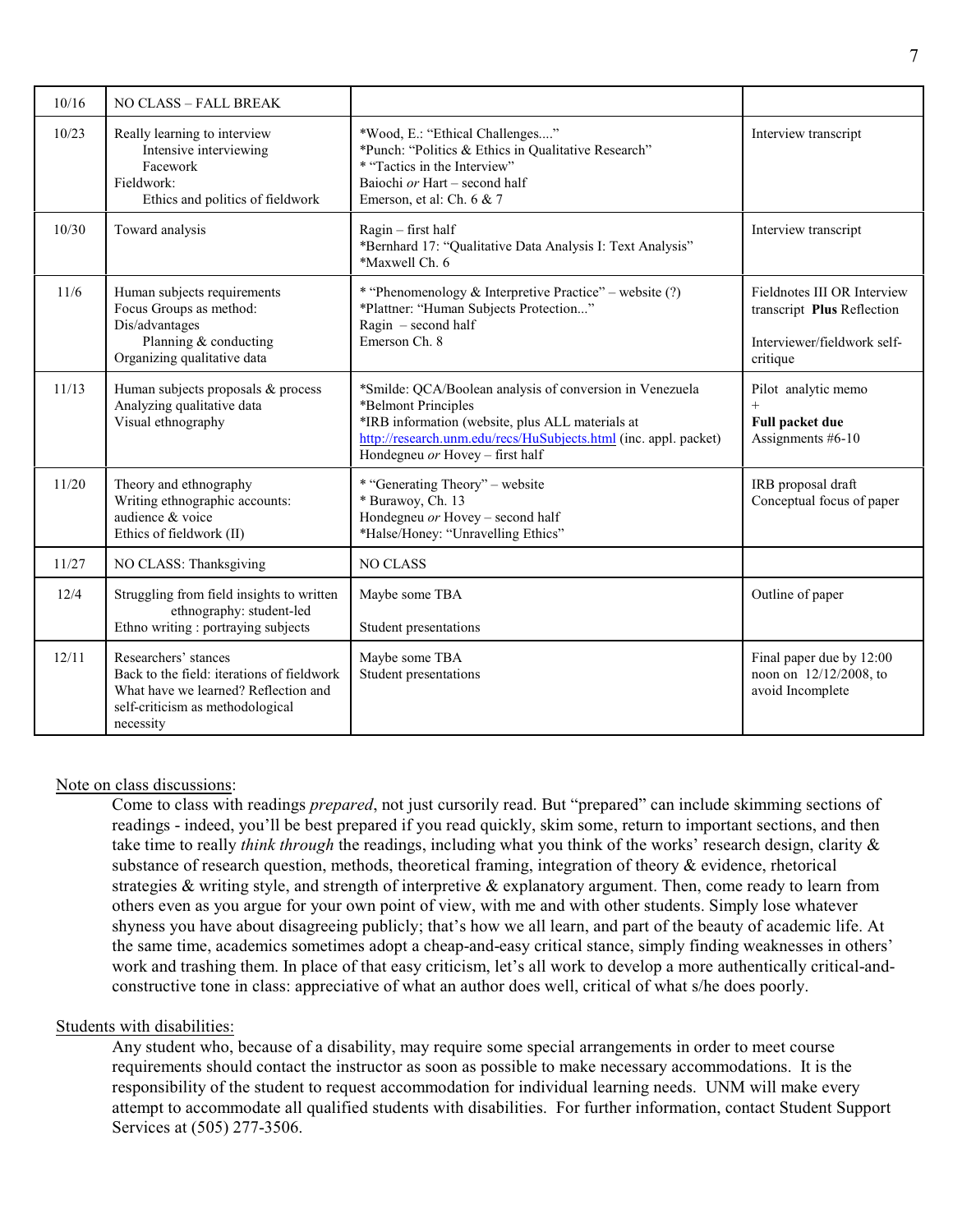| 10/16 | NO CLASS – FALL BREAK | | |
|---|---|---|---|
| 10/23 | Really learning to interview<br>Intensive interviewing<br>Facework<br>Fieldwork:<br>Ethics and politics of fieldwork | *Wood, E.: "Ethical Challenges...."<br>*Punch: "Politics & Ethics in Qualitative Research"<br>* "Tactics in the Interview"<br>Baiochi *or* Hart – second half<br>Emerson, et al: Ch. 6 & 7 | Interview transcript |
| 10/30 | Toward analysis | Ragin – first half<br>*Bernhard 17: "Qualitative Data Analysis I: Text Analysis"<br>*Maxwell Ch. 6 | Interview transcript |
| 11/6 | Human subjects requirements<br>Focus Groups as method:<br>Dis/advantages<br>Planning & conducting<br>Organizing qualitative data | * "Phenomenology & Interpretive Practice" – website (?)<br>*Plattner: "Human Subjects Protection..."<br>Ragin – second half<br>Emerson Ch. 8 | Fieldnotes III OR Interview transcript **Plus** Reflection<br><br>Interviewer/fieldwork self-critique |
| 11/13 | Human subjects proposals & process<br>Analyzing qualitative data<br>Visual ethnography | *Smilde: QCA/Boolean analysis of conversion in Venezuela<br>*Belmont Principles<br>*IRB information (website, plus ALL materials at http://research.unm.edu/recs/HuSubjects.html (inc. appl. packet)<br>Hondegneu *or* Hovey – first half | Pilot analytic memo<br>+<br>**Full packet due**<br>Assignments #6-10 |
| 11/20 | Theory and ethnography<br>Writing ethnographic accounts: audience & voice<br>Ethics of fieldwork (II) | * "Generating Theory" – website<br>* Burawoy, Ch. 13<br>Hondegneu *or* Hovey – second half<br>*Halse/Honey: "Unravelling Ethics" | IRB proposal draft<br>Conceptual focus of paper |
| 11/27 | NO CLASS: Thanksgiving | NO CLASS | |
| 12/4 | Struggling from field insights to written ethnography: student-led<br>Ethno writing : portraying subjects | Maybe some TBA<br><br>Student presentations | Outline of paper |
| 12/11 | Researchers' stances<br>Back to the field: iterations of fieldwork<br>What have we learned? Reflection and self-criticism as methodological necessity | Maybe some TBA<br>Student presentations | Final paper due by 12:00 noon on 12/12/2008, to avoid Incomplete |

Note on class discussions:

Come to class with readings *prepared*, not just cursorily read. But "prepared" can include skimming sections of readings - indeed, you'll be best prepared if you read quickly, skim some, return to important sections, and then take time to really *think through* the readings, including what you think of the works' research design, clarity & substance of research question, methods, theoretical framing, integration of theory & evidence, rhetorical strategies & writing style, and strength of interpretive & explanatory argument. Then, come ready to learn from others even as you argue for your own point of view, with me and with other students. Simply lose whatever shyness you have about disagreeing publicly; that's how we all learn, and part of the beauty of academic life. At the same time, academics sometimes adopt a cheap-and-easy critical stance, simply finding weaknesses in others' work and trashing them. In place of that easy criticism, let's all work to develop a more authentically critical-and-constructive tone in class: appreciative of what an author does well, critical of what s/he does poorly.

Students with disabilities:

Any student who, because of a disability, may require some special arrangements in order to meet course requirements should contact the instructor as soon as possible to make necessary accommodations. It is the responsibility of the student to request accommodation for individual learning needs. UNM will make every attempt to accommodate all qualified students with disabilities. For further information, contact Student Support Services at (505) 277-3506.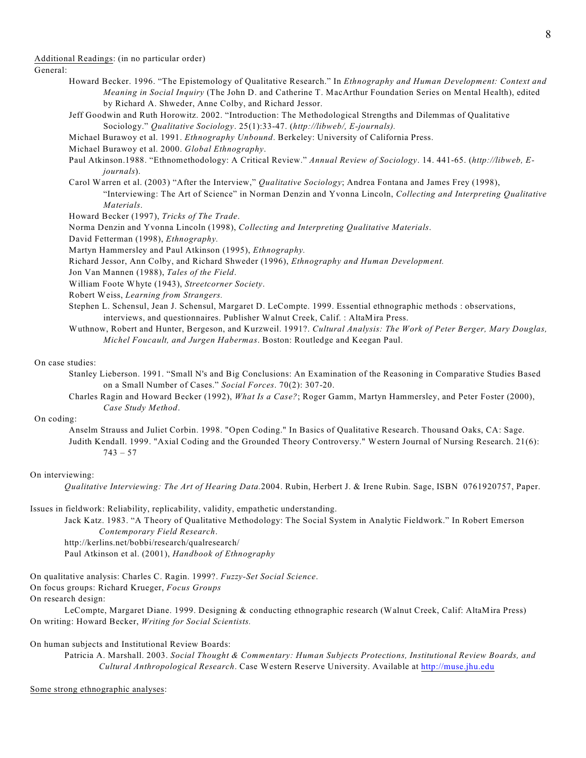Additional Readings: (in no particular order)

General:

Howard Becker. 1996. "The Epistemology of Qualitative Research." In *Ethnography and Human Development: Context and Meaning in Social Inquiry* (The John D. and Catherine T. MacArthur Foundation Series on Mental Health), edited by Richard A. Shweder, Anne Colby, and Richard Jessor.

Jeff Goodwin and Ruth Horowitz. 2002. "Introduction: The Methodological Strengths and Dilemmas of Qualitative Sociology." *Qualitative Sociology*. 25(1):33-47. (*http://libweb/, E-journals).*

Michael Burawoy et al. 1991. *Ethnography Unbound*. Berkeley: University of California Press.

Michael Burawoy et al. 2000. *Global Ethnography*.

Paul Atkinson.1988. "Ethnomethodology: A Critical Review." *Annual Review of Sociology*. 14. 441-65. (*http://libweb, E-journals*).

Carol Warren et al. (2003) "After the Interview," *Qualitative Sociology*; Andrea Fontana and James Frey (1998), "Interviewing: The Art of Science" in Norman Denzin and Yvonna Lincoln, *Collecting and Interpreting Qualitative Materials*.

Howard Becker (1997), *Tricks of The Trade*.

Norma Denzin and Yvonna Lincoln (1998), *Collecting and Interpreting Qualitative Materials*.

David Fetterman (1998), *Ethnography.*

Martyn Hammersley and Paul Atkinson (1995), *Ethnography.*

Richard Jessor, Ann Colby, and Richard Shweder (1996), *Ethnography and Human Development.*

Jon Van Mannen (1988), *Tales of the Field*.

William Foote Whyte (1943), *Streetcorner Society*.

Robert Weiss, *Learning from Strangers.*

Stephen L. Schensul, Jean J. Schensul, Margaret D. LeCompte. 1999. Essential ethnographic methods : observations, interviews, and questionnaires. Publisher Walnut Creek, Calif. : AltaMira Press.

Wuthnow, Robert and Hunter, Bergeson, and Kurzweil. 1991?. *Cultural Analysis: The Work of Peter Berger, Mary Douglas, Michel Foucault, and Jurgen Habermas*. Boston: Routledge and Keegan Paul.

On case studies:

Stanley Lieberson. 1991. "Small N's and Big Conclusions: An Examination of the Reasoning in Comparative Studies Based on a Small Number of Cases." *Social Forces*. 70(2): 307-20.

Charles Ragin and Howard Becker (1992), *What Is a Case?*; Roger Gamm, Martyn Hammersley, and Peter Foster (2000), *Case Study Method*.

On coding:

Anselm Strauss and Juliet Corbin. 1998. "Open Coding." In Basics of Qualitative Research. Thousand Oaks, CA: Sage.

Judith Kendall. 1999. "Axial Coding and the Grounded Theory Controversy." Western Journal of Nursing Research. 21(6): 743 – 57

On interviewing:

*Qualitative Interviewing: The Art of Hearing Data.*2004. Rubin, Herbert J. & Irene Rubin. Sage, ISBN 0761920757, Paper.

Issues in fieldwork: Reliability, replicability, validity, empathetic understanding.

Jack Katz. 1983. "A Theory of Qualitative Methodology: The Social System in Analytic Fieldwork." In Robert Emerson *Contemporary Field Research*.

http://kerlins.net/bobbi/research/qualresearch/

Paul Atkinson et al. (2001), *Handbook of Ethnography*

On qualitative analysis: Charles C. Ragin. 1999?. *Fuzzy-Set Social Science*.

On focus groups: Richard Krueger, *Focus Groups*

On research design:

LeCompte, Margaret Diane. 1999. Designing & conducting ethnographic research (Walnut Creek, Calif: AltaMira Press)

On writing: Howard Becker, *Writing for Social Scientists.*

On human subjects and Institutional Review Boards:

Patricia A. Marshall. 2003. *Social Thought & Commentary: Human Subjects Protections, Institutional Review Boards, and Cultural Anthropological Research*. Case Western Reserve University. Available at http://muse.jhu.edu

Some strong ethnographic analyses: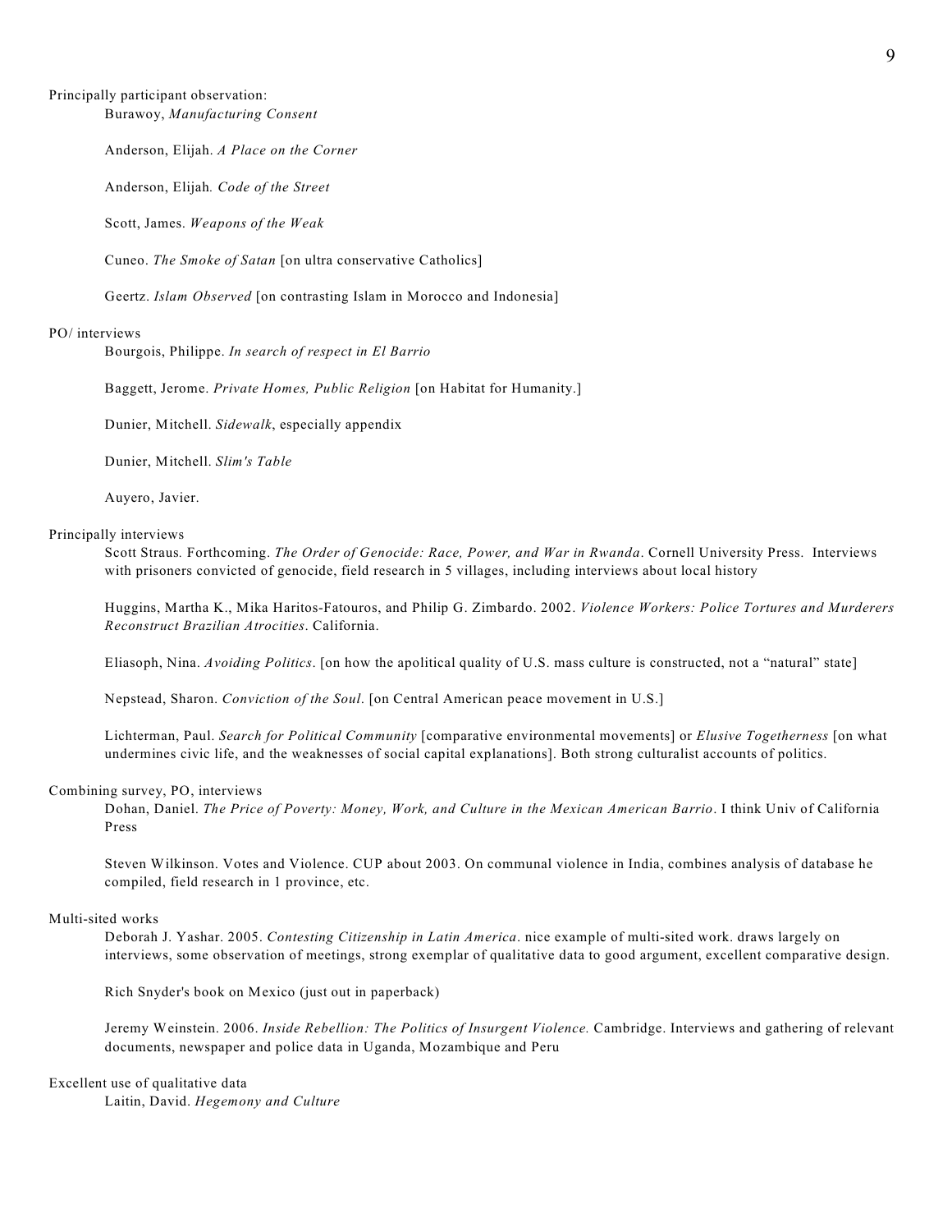Principally participant observation:

Burawoy, *Manufacturing Consent*

Anderson, Elijah. *A Place on the Corner*

Anderson, Elijah. *Code of the Street*

Scott, James. *Weapons of the Weak*

Cuneo. *The Smoke of Satan* [on ultra conservative Catholics]

Geertz. *Islam Observed* [on contrasting Islam in Morocco and Indonesia]

PO/ interviews

Bourgois, Philippe. *In search of respect in El Barrio*

Baggett, Jerome. *Private Homes, Public Religion* [on Habitat for Humanity.]

Dunier, Mitchell. *Sidewalk*, especially appendix

Dunier, Mitchell. *Slim's Table*

Auyero, Javier.

Principally interviews

Scott Straus. Forthcoming. *The Order of Genocide: Race, Power, and War in Rwanda*. Cornell University Press. Interviews with prisoners convicted of genocide, field research in 5 villages, including interviews about local history

Huggins, Martha K., Mika Haritos-Fatouros, and Philip G. Zimbardo. 2002. *Violence Workers: Police Tortures and Murderers Reconstruct Brazilian Atrocities*. California.

Eliasoph, Nina. *Avoiding Politics*. [on how the apolitical quality of U.S. mass culture is constructed, not a "natural" state]

Nepstead, Sharon. *Conviction of the Soul*. [on Central American peace movement in U.S.]

Lichterman, Paul. *Search for Political Community* [comparative environmental movements] or *Elusive Togetherness* [on what undermines civic life, and the weaknesses of social capital explanations]. Both strong culturalist accounts of politics.

Combining survey, PO, interviews

Dohan, Daniel. *The Price of Poverty: Money, Work, and Culture in the Mexican American Barrio*. I think Univ of California Press

Steven Wilkinson. Votes and Violence. CUP about 2003. On communal violence in India, combines analysis of database he compiled, field research in 1 province, etc.

Multi-sited works

Deborah J. Yashar. 2005. *Contesting Citizenship in Latin America*. nice example of multi-sited work. draws largely on interviews, some observation of meetings, strong exemplar of qualitative data to good argument, excellent comparative design.

Rich Snyder's book on Mexico (just out in paperback)

Jeremy Weinstein. 2006. *Inside Rebellion: The Politics of Insurgent Violence.* Cambridge. Interviews and gathering of relevant documents, newspaper and police data in Uganda, Mozambique and Peru

Excellent use of qualitative data

Laitin, David. *Hegemony and Culture*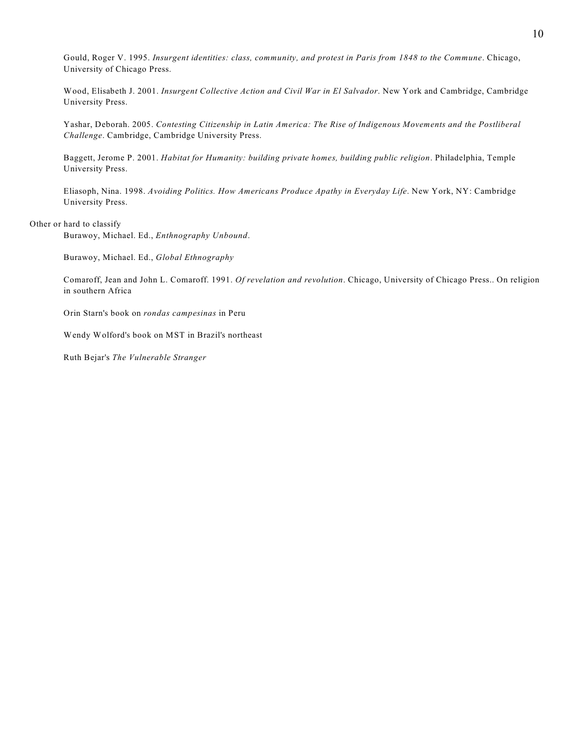Gould, Roger V. 1995. *Insurgent identities: class, community, and protest in Paris from 1848 to the Commune*. Chicago, University of Chicago Press.

Wood, Elisabeth J. 2001. *Insurgent Collective Action and Civil War in El Salvador*. New York and Cambridge, Cambridge University Press.

Yashar, Deborah. 2005. *Contesting Citizenship in Latin America: The Rise of Indigenous Movements and the Postliberal Challenge*. Cambridge, Cambridge University Press.

Baggett, Jerome P. 2001. *Habitat for Humanity: building private homes, building public religion*. Philadelphia, Temple University Press.

Eliasoph, Nina. 1998. *Avoiding Politics. How Americans Produce Apathy in Everyday Life*. New York, NY: Cambridge University Press.

Other or hard to classify

Burawoy, Michael. Ed., *Enthnography Unbound*.

Burawoy, Michael. Ed., *Global Ethnography*

Comaroff, Jean and John L. Comaroff. 1991. *Of revelation and revolution*. Chicago, University of Chicago Press.. On religion in southern Africa

Orin Starn's book on *rondas campesinas* in Peru

Wendy Wolford's book on MST in Brazil's northeast

Ruth Bejar's *The Vulnerable Stranger*